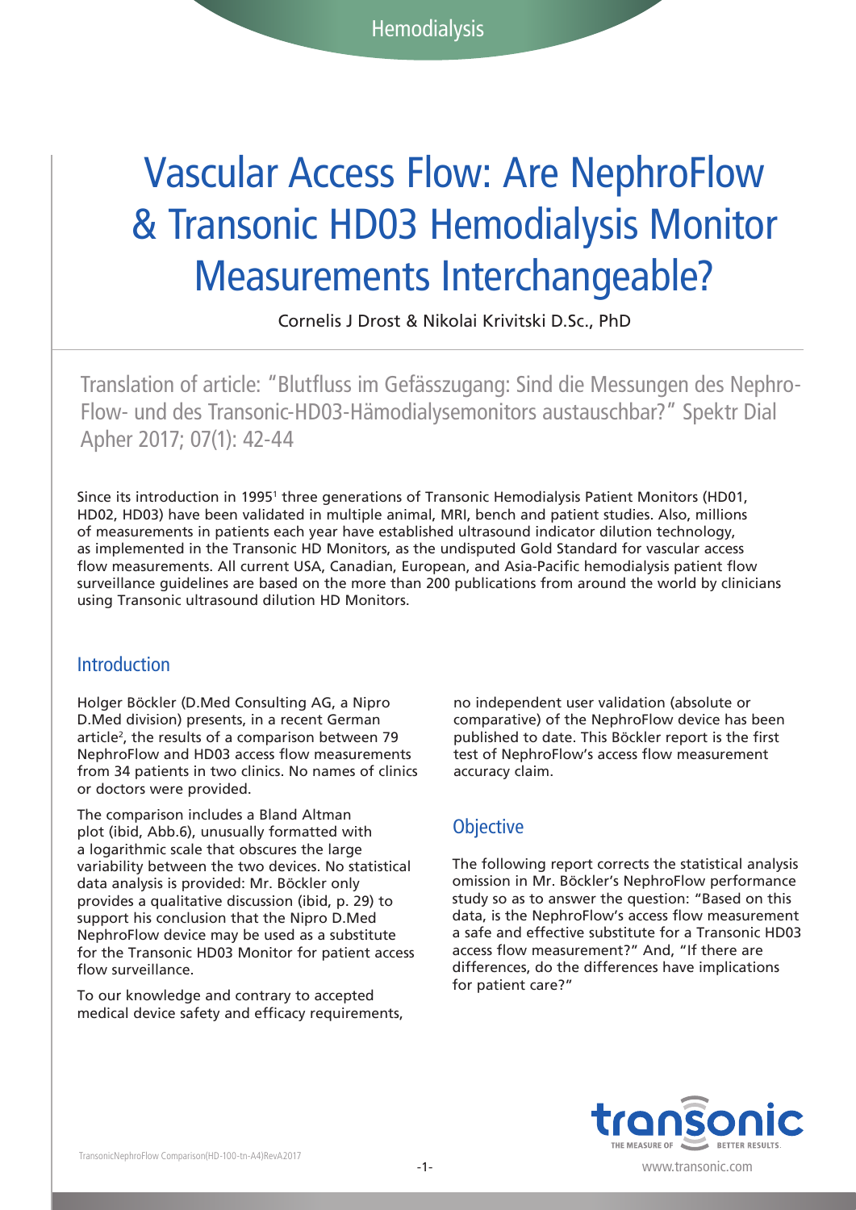Hemodialysis

# Vascular Access Flow: Are NephroFlow & Transonic HD03 Hemodialysis Monitor Measurements Interchangeable?

Cornelis J Drost & Nikolai Krivitski D.Sc., PhD

Translation of article: "Blutfluss im Gefässzugang: Sind die Messungen des Nephro-Flow- und des Transonic-HD03-Hämodialysemonitors austauschbar?" Spektr Dial Apher 2017; 07(1): 42-44

Since its introduction in 1995[1] three generations of Transonic Hemodialysis Patient Monitors (HD01, HD02, HD03) have been validated in multiple animal, MRI, bench and patient studies. Also, millions of measurements in patients each year have established ultrasound indicator dilution technology, as implemented in the Transonic HD Monitors, as the undisputed Gold Standard for vascular access flow measurements. All current USA, Canadian, European, and Asia-Pacific hemodialysis patient flow surveillance guidelines are based on the more than 200 publications from around the world by clinicians using Transonic ultrasound dilution HD Monitors.

## Introduction

Holger Böckler (D.Med Consulting AG, a Nipro D.Med division) presents, in a recent German article[2], the results of a comparison between 79 NephroFlow and HD03 access flow measurements from 34 patients in two clinics. No names of clinics or doctors were provided.

The comparison includes a Bland Altman plot (ibid, Abb.6), unusually formatted with a logarithmic scale that obscures the large variability between the two devices. No statistical data analysis is provided: Mr. Böckler only provides a qualitative discussion (ibid, p. 29) to support his conclusion that the Nipro D.Med NephroFlow device may be used as a substitute for the Transonic HD03 Monitor for patient access flow surveillance.

To our knowledge and contrary to accepted medical device safety and efficacy requirements, no independent user validation (absolute or comparative) of the NephroFlow device has been published to date. This Böckler report is the first test of NephroFlow's access flow measurement accuracy claim.

## Objective

The following report corrects the statistical analysis omission in Mr. Böckler's NephroFlow performance study so as to answer the question: "Based on this data, is the NephroFlow's access flow measurement a safe and effective substitute for a Transonic HD03 access flow measurement?" And, "If there are differences, do the differences have implications for patient care?"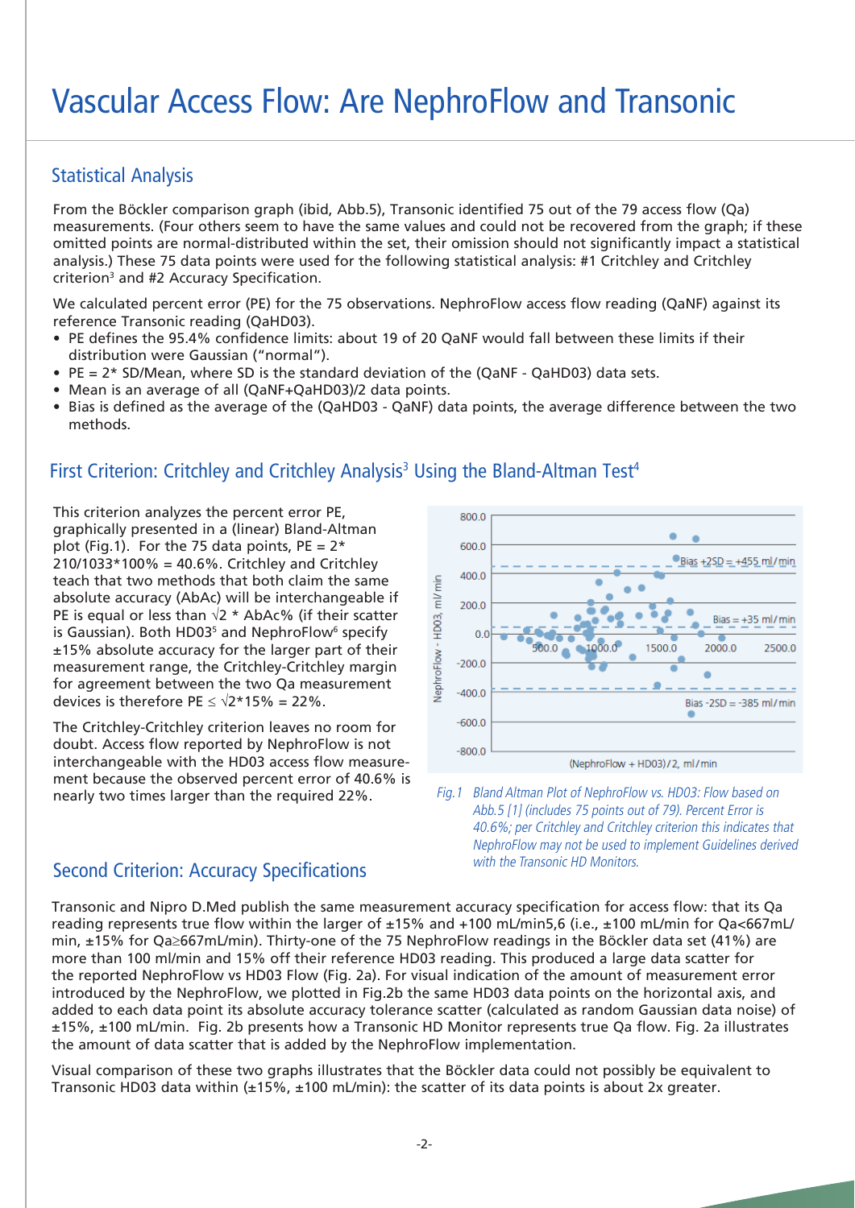# Vascular Access Flow: Are NephroFlow and Transonic

## Statistical Analysis

From the Böckler comparison graph (ibid, Abb.5), Transonic identified 75 out of the 79 access flow (Qa) measurements. (Four others seem to have the same values and could not be recovered from the graph; if these omitted points are normal-distributed within the set, their omission should not significantly impact a statistical analysis.) These 75 data points were used for the following statistical analysis: #1 Critchley and Critchley criterion[3] and #2 Accuracy Specification.

We calculated percent error (PE) for the 75 observations. NephroFlow access flow reading (QaNF) against its reference Transonic reading (QaHD03).

- PE defines the 95.4% confidence limits: about 19 of 20 QaNF would fall between these limits if their distribution were Gaussian ("normal").
- PE = 2* SD/Mean, where SD is the standard deviation of the (QaNF - QaHD03) data sets.
- Mean is an average of all (QaNF+QaHD03)/2 data points.
- Bias is defined as the average of the (QaHD03 - QaNF) data points, the average difference between the two methods.

## First Criterion: Critchley and Critchley Analysis[3] Using the Bland-Altman Test[4]

This criterion analyzes the percent error PE, graphically presented in a (linear) Bland-Altman plot (Fig.1). For the 75 data points, PE = 2* 210/1033*100% = 40.6%. Critchley and Critchley teach that two methods that both claim the same absolute accuracy (AbAc) will be interchangeable if PE is equal or less than $\sqrt{2}$ * AbAc% (if their scatter is Gaussian). Both HD03[5] and NephroFlow[6] specify ±15% absolute accuracy for the larger part of their measurement range, the Critchley-Critchley margin for agreement between the two Qa measurement devices is therefore PE ≤ $\sqrt{2}$*15% = 22%.

The Critchley-Critchley criterion leaves no room for doubt. Access flow reported by NephroFlow is not interchangeable with the HD03 access flow measurement because the observed percent error of 40.6% is nearly two times larger than the required 22%.

*Fig. 1 Bland Altman Plot of NephroFlow vs. HD03: Flow based on Abb.5 [1] (includes 75 points out of 79). Percent Error is 40.6%; per Critchley and Critchley this indicates that NephroFlow may not be used to implement Guidelines derived with the Transonic HD Monitors.*

## Second Criterion: Accuracy Specifications

Transonic and Nipro D.Med publish the same measurement accuracy specification for access flow: that its Qa reading represents true flow within the larger of ±15% and +100 mL/min5,6 (i.e., ±100 mL/min for Qa<667mL/min, ±15% for Qa≥667mL/min). Thirty-one of the 75 NephroFlow readings in the Böckler data set (41%) are more than 100 ml/min and 15% off their reference HD03 reading. This produced a large data scatter for the reported NephroFlow vs HD03 Flow (Fig. 2a). For visual indication of the amount of measurement error introduced by the NephroFlow, we plotted in Fig.2b the same HD03 data points on the horizontal axis, and added to each data point its absolute accuracy tolerance scatter (calculated as random Gaussian data noise) of ±15%, ±100 mL/min. Fig. 2b presents how a Transonic HD Monitor represents true Qa flow. Fig. 2a illustrates the amount of data scatter that is added by the NephroFlow implementation.

Visual comparison of these two graphs illustrates that the Böckler data could not possibly be equivalent to Transonic HD03 data within (±15%, ±100 mL/min): the scatter of its data points is about 2x greater.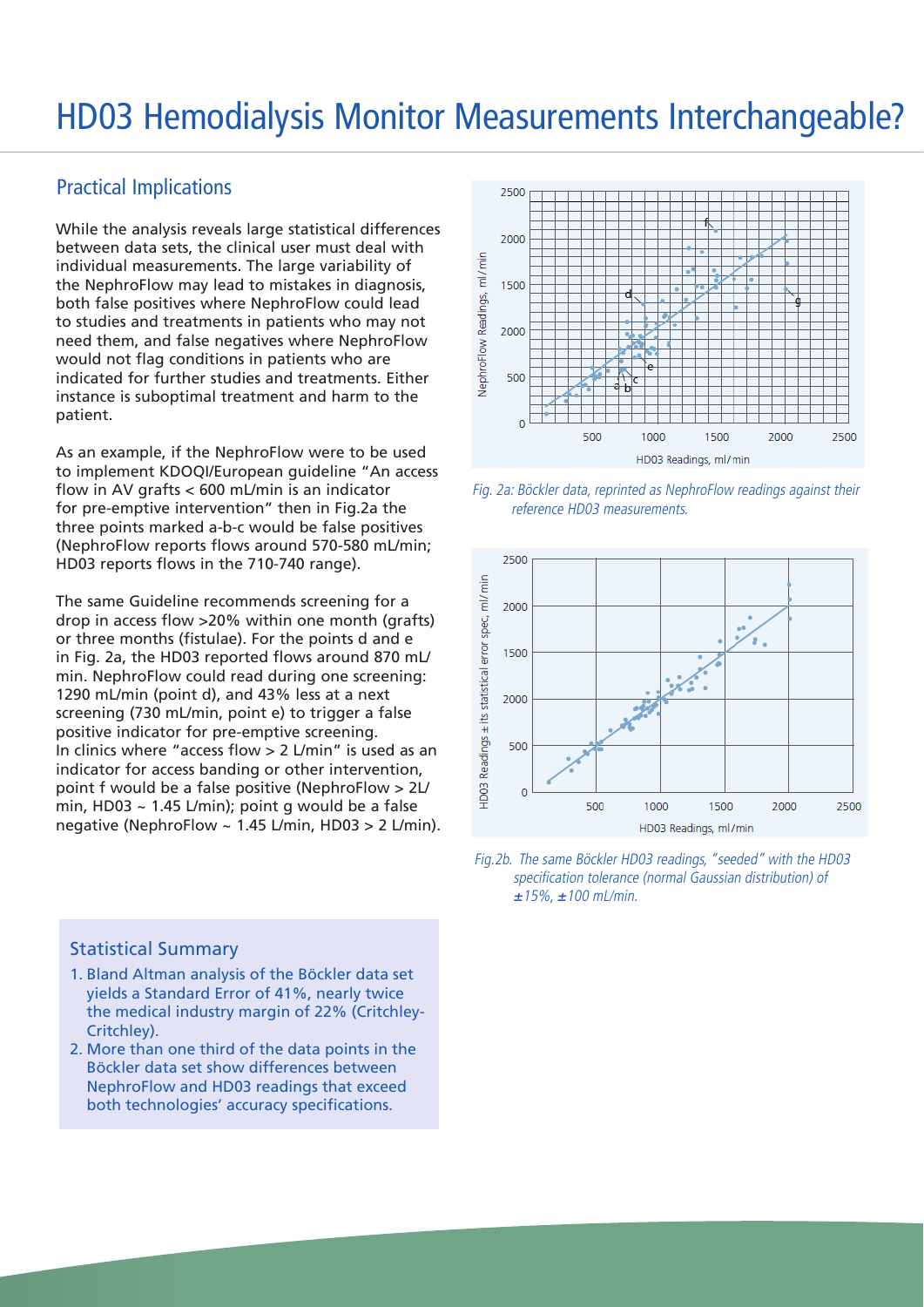# HD03 Hemodialysis Monitor Measurements Interchangeable?

## Practical Implications

While the analysis reveals large statistical differences between data sets, the clinical user must deal with individual measurements. The large variability of the NephroFlow may lead to mistakes in diagnosis, both false positives where NephroFlow could lead to studies and treatments in patients who may not need them, and false negatives where NephroFlow would not flag conditions in patients who are indicated for further studies and treatments. Either instance is suboptimal treatment and harm to the patient.

As an example, if the NephroFlow were to be used to implement KDOQI/European guideline "An access flow in AV grafts < 600 mL/min is an indicator for pre-emptive intervention" then in Fig.2a the three points marked a-b-c would be false positives (NephroFlow reports flows around 570-580 mL/min; HD03 reports flows in the 710-740 range).

The same Guideline recommends screening for a drop in access flow >20% within one month (grafts) or three months (fistulae). For the points d and e in Fig. 2a, the HD03 reported flows around 870 mL/min. NephroFlow could read during one screening: 1290 mL/min (point d), and 43% less at a next screening (730 mL/min, point e) to trigger a false positive indicator for pre-emptive screening.
In clinics where "access flow > 2 L/min" is used as an indicator for access banding or other intervention, point f would be a false positive (NephroFlow > 2L/min, HD03 ~ 1.45 L/min); point g would be a false negative (NephroFlow ~ 1.45 L/min, HD03 > 2 L/min).

*Fig. 2a: Böckler data, reprinted as NephroFlow readings against their reference HD03 measurements.*

*Fig.2b. The same Böckler HD03 readings, "seeded" with the HD03 specification tolerance (normal Gaussian distribution) of ±15%, ±100 mL/min.*

### Statistical Summary

1. Bland Altman analysis of the Böckler data set yields a Standard Error of 41%, nearly twice the medical industry margin of 22% (Critchley-Critchley).
2. More than one third of the data points in the Böckler data set show differences between NephroFlow and HD03 readings that exceed both technologies' accuracy specifications.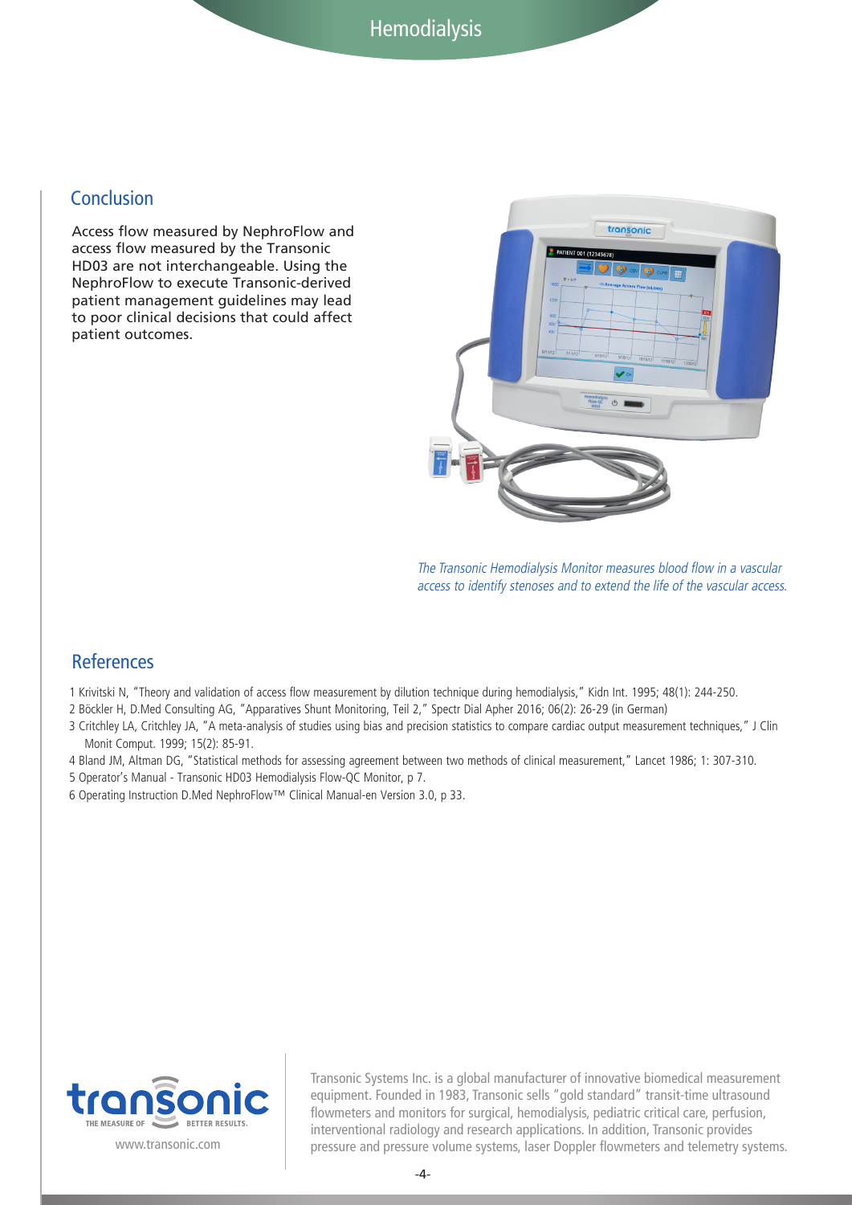## Conclusion

Access flow measured by NephroFlow and access flow measured by the Transonic HD03 are not interchangeable. Using the NephroFlow to execute Transonic-derived patient management guidelines may lead to poor clinical decisions that could affect patient outcomes.

*The Transonic Hemodialysis Monitor measures blood flow in a vascular access to identify stenoses and to extend the life of the vascular access.*

## References

1 Krivitski N, "Theory and validation of access flow measurement by dilution technique during hemodialysis," Kidn Int. 1995; 48(1): 244-250.

2 Böckler H, D.Med Consulting AG, "Apparatives Shunt Monitoring, Teil 2," Spectr Dial Apher 2016; 06(2): 26-29 (in German)

3 Critchley LA, Critchley JA, "A meta-analysis of studies using bias and precision statistics to compare cardiac output measurement techniques," J Clin Monit Comput. 1999; 15(2): 85-91.

4 Bland JM, Altman DG, "Statistical methods for assessing agreement between two methods of clinical measurement," Lancet 1986; 1: 307-310.

5 Operator's Manual - Transonic HD03 Hemodialysis Flow-QC Monitor, p 7.

6 Operating Instruction D.Med NephroFlow™ Clinical Manual-en Version 3.0, p 33.

transonic
THE MEASURE OF BETTER RESULTS.
www.transonic.com

Transonic Systems Inc. is a global manufacturer of innovative biomedical measurement equipment. Founded in 1983, Transonic sells "gold standard" transit-time ultrasound flowmeters and monitors for surgical, hemodialysis, pediatric critical care, perfusion, interventional radiology and research applications. In addition, Transonic provides pressure and pressure volume systems, laser Doppler flowmeters and telemetry systems.